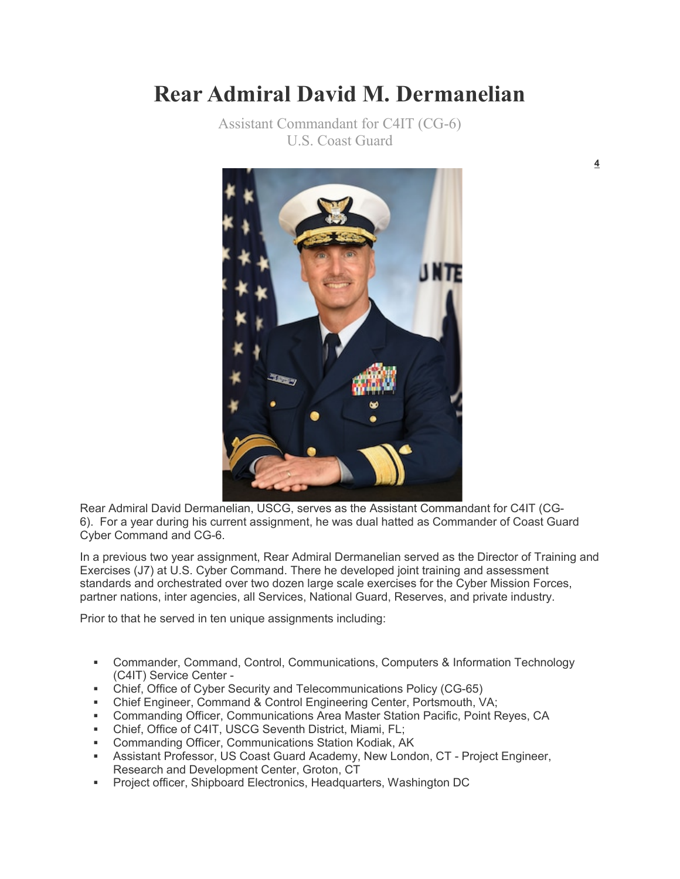# Rear Admiral David M. Dermanelian

Assistant Commandant for C4IT (CG-6)
U.S. Coast Guard

4

Rear Admiral David Dermanelian, USCG, serves as the Assistant Commandant for C4IT (CG-6). For a year during his current assignment, he was dual hatted as Commander of Coast Guard Cyber Command and CG-6.

In a previous two year assignment, Rear Admiral Dermanelian served as the Director of Training and Exercises (J7) at U.S. Cyber Command. There he developed joint training and assessment standards and orchestrated over two dozen large scale exercises for the Cyber Mission Forces, partner nations, inter agencies, all Services, National Guard, Reserves, and private industry.

Prior to that he served in ten unique assignments including:

- Commander, Command, Control, Communications, Computers & Information Technology (C4IT) Service Center -
- Chief, Office of Cyber Security and Telecommunications Policy (CG-65)
- Chief Engineer, Command & Control Engineering Center, Portsmouth, VA;
- Commanding Officer, Communications Area Master Station Pacific, Point Reyes, CA
- Chief, Office of C4IT, USCG Seventh District, Miami, FL;
- Commanding Officer, Communications Station Kodiak, AK
- Assistant Professor, US Coast Guard Academy, New London, CT - Project Engineer, Research and Development Center, Groton, CT
- Project officer, Shipboard Electronics, Headquarters, Washington DC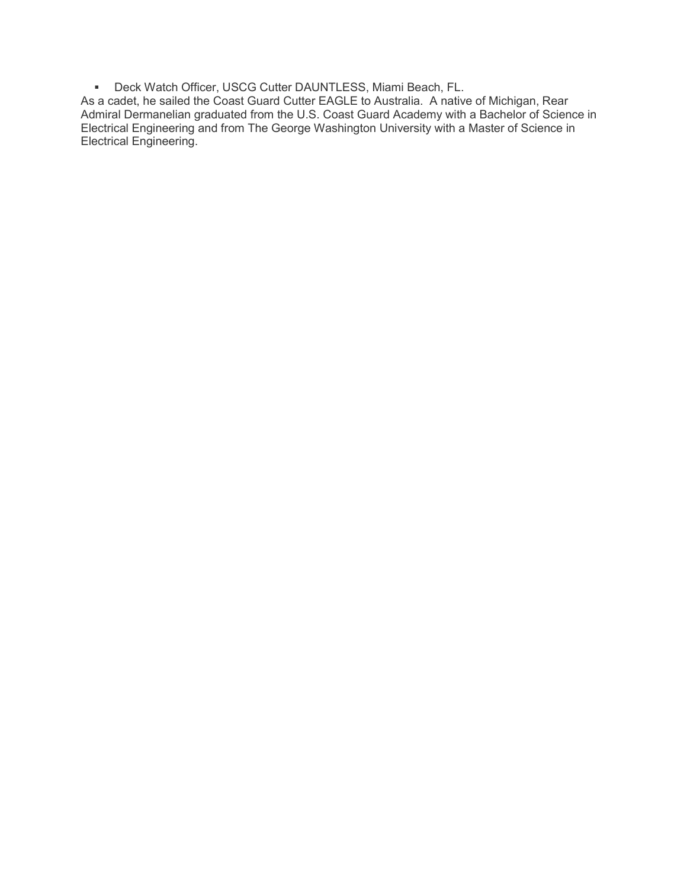- Deck Watch Officer, USCG Cutter DAUNTLESS, Miami Beach, FL.

As a cadet, he sailed the Coast Guard Cutter EAGLE to Australia. A native of Michigan, Rear Admiral Dermanelian graduated from the U.S. Coast Guard Academy with a Bachelor of Science in Electrical Engineering and from The George Washington University with a Master of Science in Electrical Engineering.